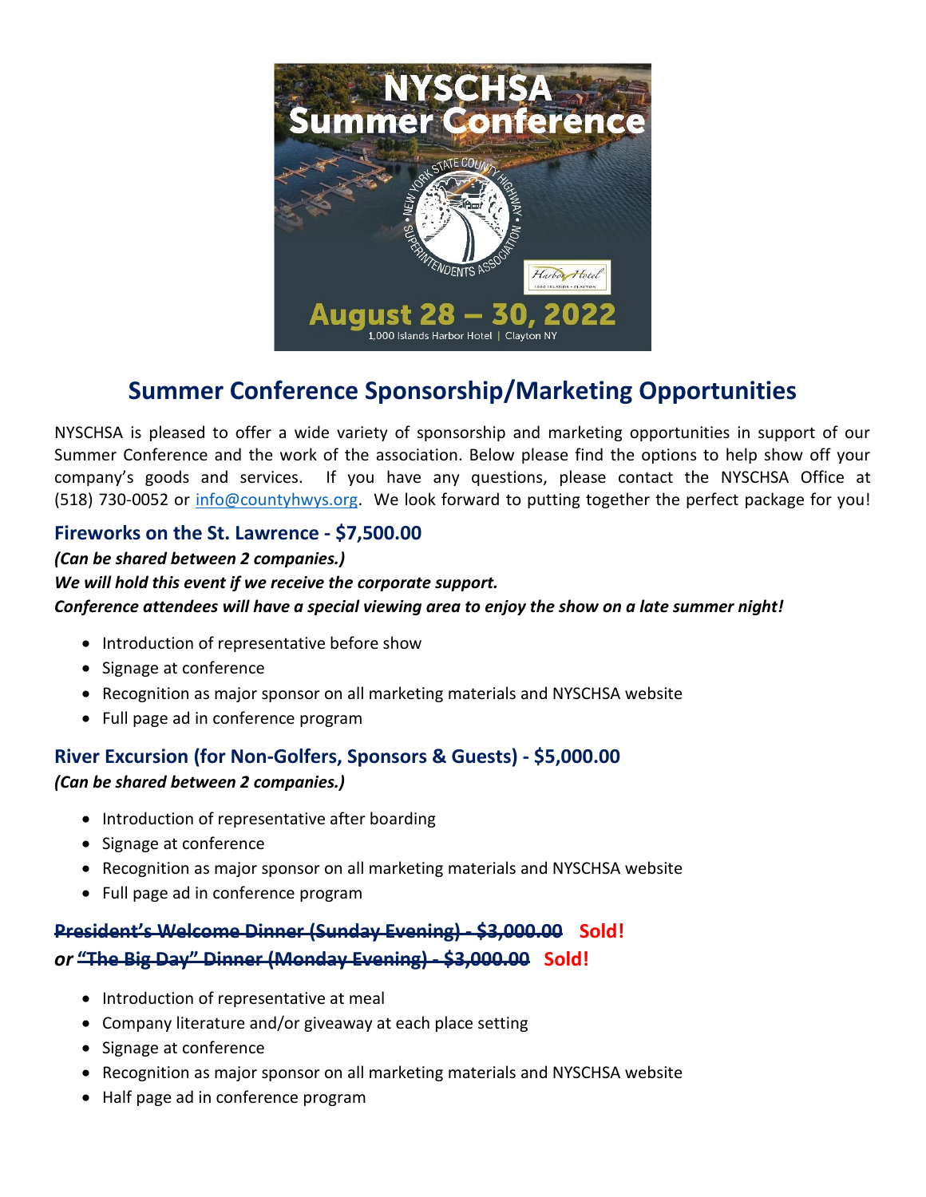# Summer Conference Sponsorship/Marketing Opportunities

NYSCHSA is pleased to offer a wide variety of sponsorship and marketing opportunities in support of our Summer Conference and the work of the association. Below please find the options to help show off your company's goods and services. If you have any questions, please contact the NYSCHSA Office at (518) 730-0052 or info@countyhwys.org. We look forward to putting together the perfect package for you!

## Fireworks on the St. Lawrence - $7,500.00

***(Can be shared between 2 companies.)***
***We will hold this event if we receive the corporate support.***
***Conference attendees will have a special viewing area to enjoy the show on a late summer night!***

- Introduction of representative before show
- Signage at conference
- Recognition as major sponsor on all marketing materials and NYSCHSA website
- Full page ad in conference program

## River Excursion (for Non-Golfers, Sponsors & Guests) - $5,000.00

***(Can be shared between 2 companies.)***

- Introduction of representative after boarding
- Signage at conference
- Recognition as major sponsor on all marketing materials and NYSCHSA website
- Full page ad in conference program

## ~~President's Welcome Dinner (Sunday Evening) - $3,000.00~~ Sold!
## *or* ~~"The Big Day" Dinner (Monday Evening) - $3,000.00~~ Sold!

- Introduction of representative at meal
- Company literature and/or giveaway at each place setting
- Signage at conference
- Recognition as major sponsor on all marketing materials and NYSCHSA website
- Half page ad in conference program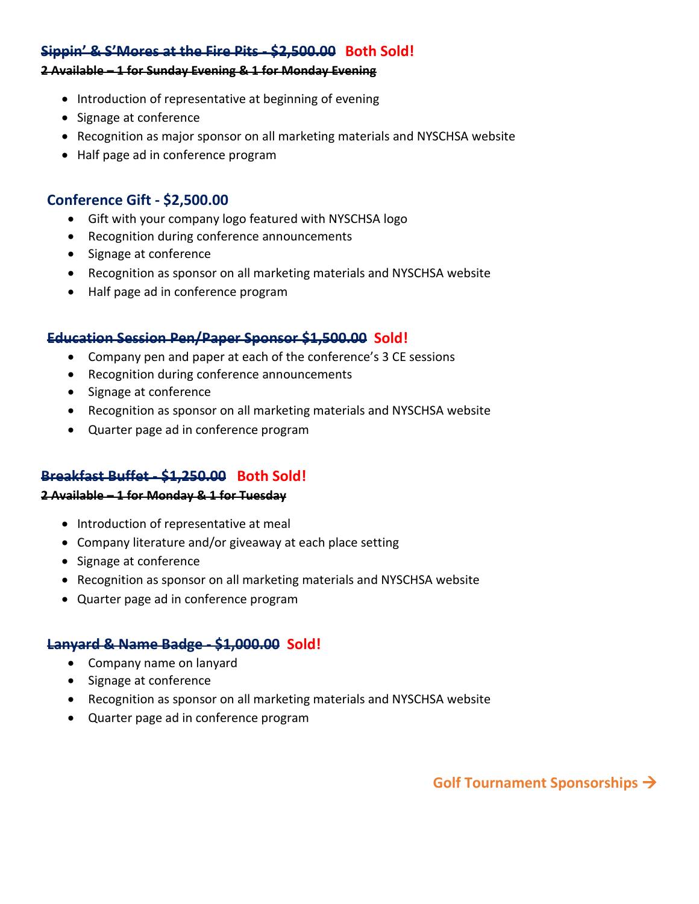### ~~Sippin' & S'Mores at the Fire Pits - $2,500.00~~ Both Sold!

**~~2 Available – 1 for Sunday Evening & 1 for Monday Evening~~**

- Introduction of representative at beginning of evening
- Signage at conference
- Recognition as major sponsor on all marketing materials and NYSCHSA website
- Half page ad in conference program

### Conference Gift - $2,500.00

- Gift with your company logo featured with NYSCHSA logo
- Recognition during conference announcements
- Signage at conference
- Recognition as sponsor on all marketing materials and NYSCHSA website
- Half page ad in conference program

### ~~Education Session Pen/Paper Sponsor $1,500.00~~ Sold!

- Company pen and paper at each of the conference's 3 CE sessions
- Recognition during conference announcements
- Signage at conference
- Recognition as sponsor on all marketing materials and NYSCHSA website
- Quarter page ad in conference program

### ~~Breakfast Buffet - $1,250.00~~ Both Sold!

**~~2 Available – 1 for Monday & 1 for Tuesday~~**

- Introduction of representative at meal
- Company literature and/or giveaway at each place setting
- Signage at conference
- Recognition as sponsor on all marketing materials and NYSCHSA website
- Quarter page ad in conference program

### ~~Lanyard & Name Badge - $1,000.00~~ Sold!

- Company name on lanyard
- Signage at conference
- Recognition as sponsor on all marketing materials and NYSCHSA website
- Quarter page ad in conference program

**Golf Tournament Sponsorships →**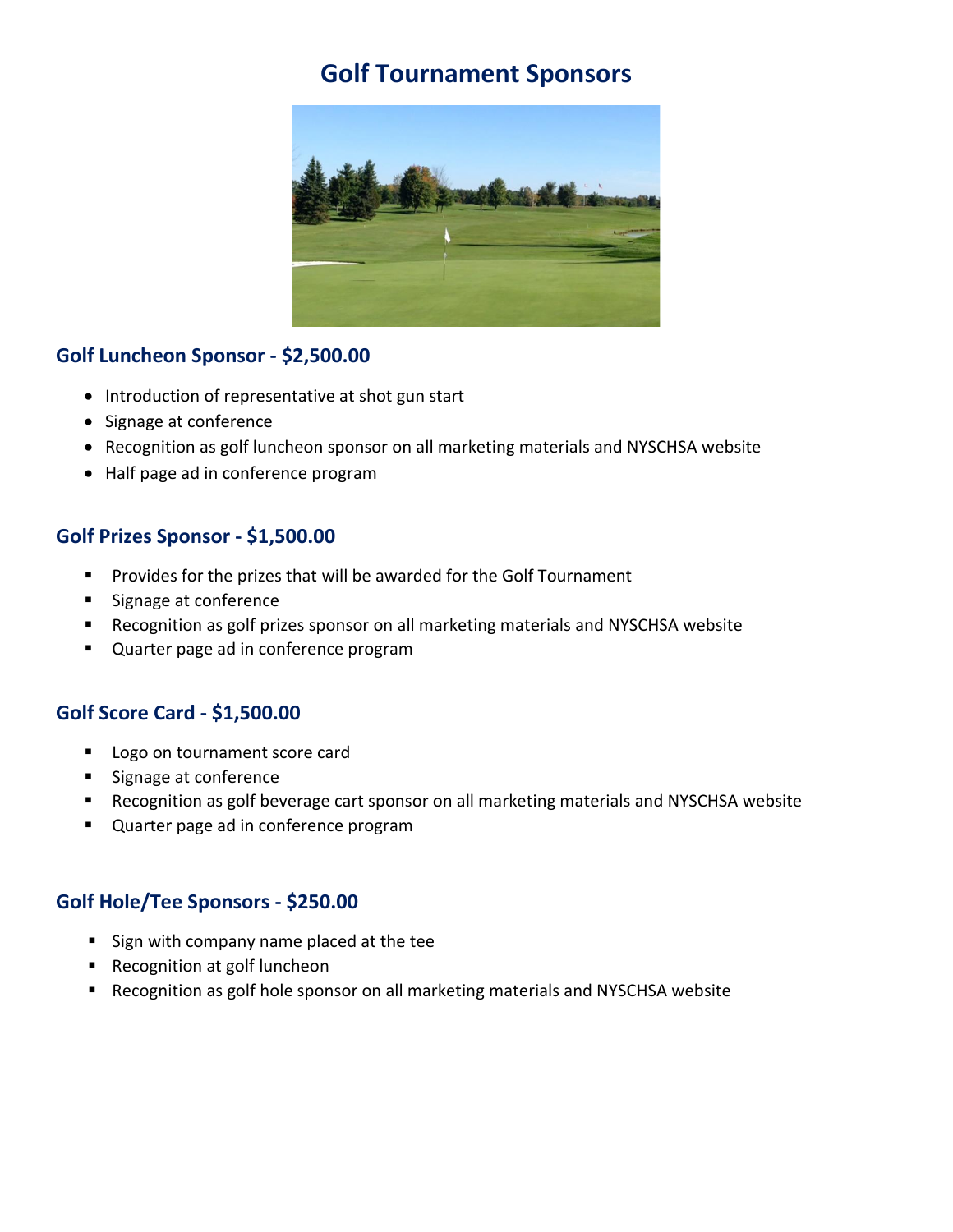# Golf Tournament Sponsors

## Golf Luncheon Sponsor - $2,500.00

- Introduction of representative at shot gun start
- Signage at conference
- Recognition as golf luncheon sponsor on all marketing materials and NYSCHSA website
- Half page ad in conference program

## Golf Prizes Sponsor - $1,500.00

- Provides for the prizes that will be awarded for the Golf Tournament
- Signage at conference
- Recognition as golf prizes sponsor on all marketing materials and NYSCHSA website
- Quarter page ad in conference program

## Golf Score Card - $1,500.00

- Logo on tournament score card
- Signage at conference
- Recognition as golf beverage cart sponsor on all marketing materials and NYSCHSA website
- Quarter page ad in conference program

## Golf Hole/Tee Sponsors - $250.00

- Sign with company name placed at the tee
- Recognition at golf luncheon
- Recognition as golf hole sponsor on all marketing materials and NYSCHSA website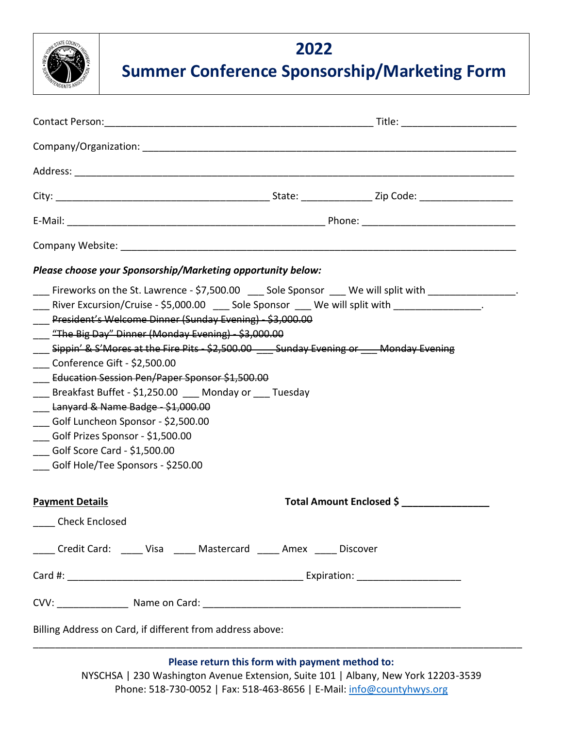# 2022

# Summer Conference Sponsorship/Marketing Form

Contact Person:_______________________________________________ Title: ____________________

Company/Organization: ____________________________________________________________________

Address: _________________________________________________________________________________

City: ______________________________________ State: ____________ Zip Code: ________________

E-Mail: _______________________________________________ Phone: __________________________

Company Website: __________________________________________________________________________

***Please choose your Sponsorship/Marketing opportunity below:***

___ Fireworks on the St. Lawrence - $7,500.00 ___ Sole Sponsor ___ We will split with _______________.

___ River Excursion/Cruise - $5,000.00 ___ Sole Sponsor ___ We will split with _______________.

___ ~~President's Welcome Dinner (Sunday Evening) - $3,000.00~~

___ ~~"The Big Day" Dinner (Monday Evening) - $3,000.00~~

___ ~~Sippin' & S'Mores at the Fire Pits - $2,500.00 ___ Sunday Evening or ___ Monday Evening~~

___ Conference Gift - $2,500.00

___ ~~Education Session Pen/Paper Sponsor $1,500.00~~

___ Breakfast Buffet - $1,250.00 ___ Monday or ___ Tuesday

___ ~~Lanyard & Name Badge - $1,000.00~~

___ Golf Luncheon Sponsor - $2,500.00

___ Golf Prizes Sponsor - $1,500.00

___ Golf Score Card - $1,500.00

___ Golf Hole/Tee Sponsors - $250.00

**Payment Details** **Total Amount Enclosed $ _______________**

____ Check Enclosed

____ Credit Card: ____ Visa ____ Mastercard ____ Amex ____ Discover

Card #: __________________________________________ Expiration: __________________

CVV: ____________ Name on Card: ______________________________________________

Billing Address on Card, if different from address above:

_____________________________________________________________________________________

**Please return this form with payment method to:**

NYSCHSA | 230 Washington Avenue Extension, Suite 101 | Albany, New York 12203-3539

Phone: 518-730-0052 | Fax: 518-463-8656 | E-Mail: info@countyhwys.org